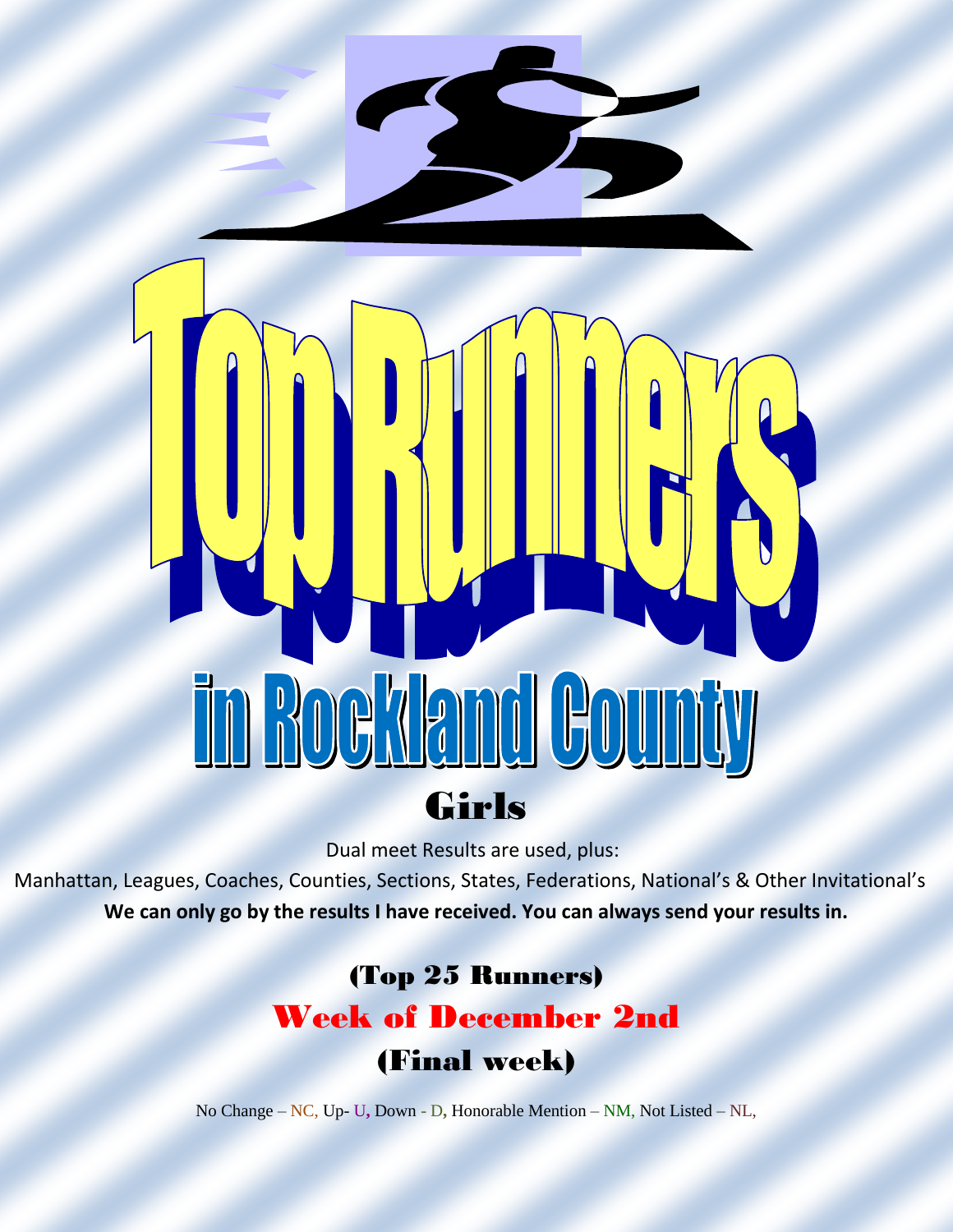# Top Runners

## in Rockland County

## Girls

Dual meet Results are used, plus:

Manhattan, Leagues, Coaches, Counties, Sections, States, Federations, National's & Other Invitational's

**We can only go by the results I have received. You can always send your results in.**

### (Top 25 Runners)

### Week of December 2nd

### (Final week)

No Change – NC, Up- U, Down - D, Honorable Mention – NM, Not Listed – NL,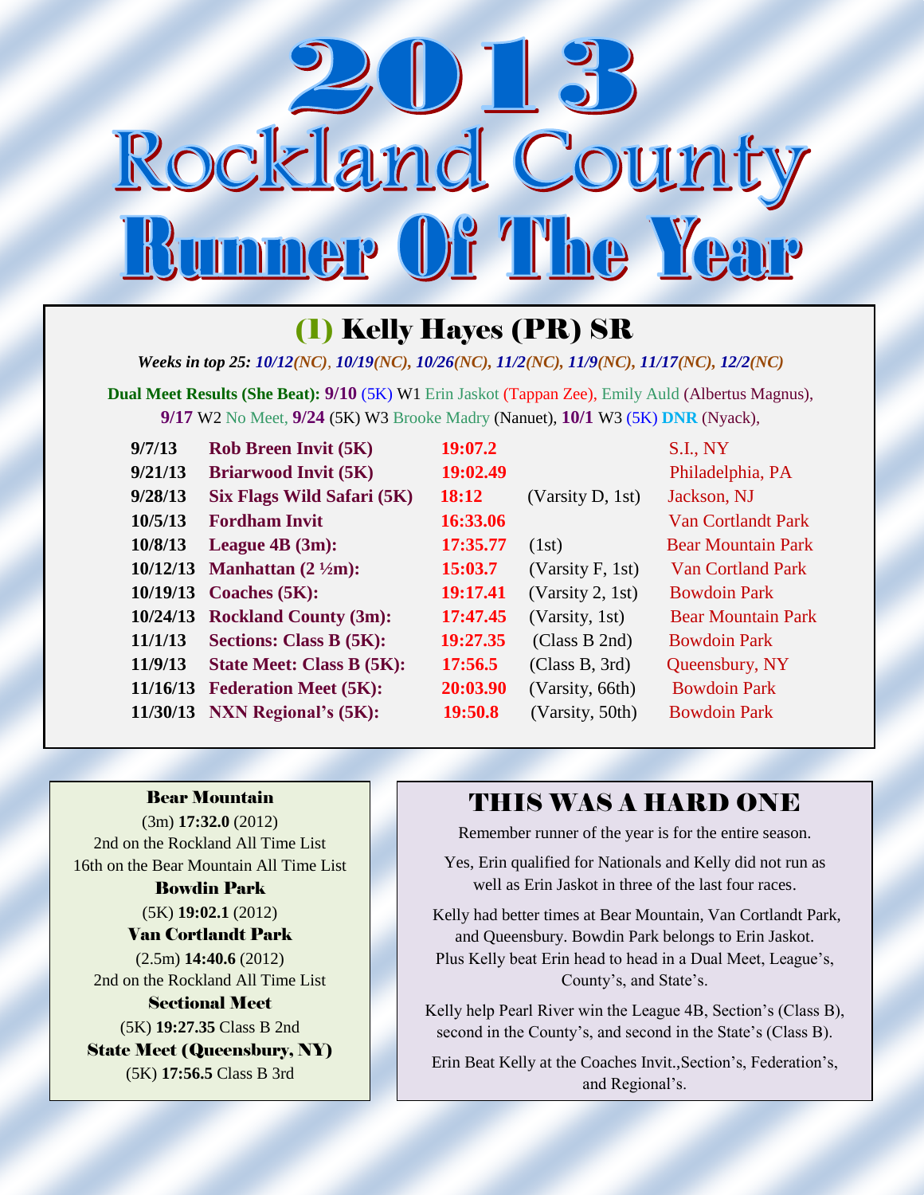# 2013 Rockland County Runner Of The Year

## (1) Kelly Hayes (PR) SR

***Weeks in top 25:** 10/12(NC), 10/19(NC), 10/26(NC), 11/2(NC), 11/9(NC), 11/17(NC), 12/2(NC)*

**Dual Meet Results (She Beat): 9/10** (5K) W1 Erin Jaskot (Tappan Zee), Emily Auld (Albertus Magnus), **9/17** W2 No Meet, **9/24** (5K) W3 Brooke Madry (Nanuet), **10/1** W3 (5K) **DNR** (Nyack),

| Date | Meet | Time | Place | Location |
|---|---|---|---|---|
| **9/7/13** | **Rob Breen Invit (5K)** | **19:07.2** | | S.I., NY |
| **9/21/13** | **Briarwood Invit (5K)** | **19:02.49** | | Philadelphia, PA |
| **9/28/13** | **Six Flags Wild Safari (5K)** | **18:12** | (Varsity D, 1st) | Jackson, NJ |
| **10/5/13** | **Fordham Invit** | **16:33.06** | | Van Cortlandt Park |
| **10/8/13** | **League 4B (3m):** | **17:35.77** | (1st) | Bear Mountain Park |
| **10/12/13** | **Manhattan (2 ½m):** | **15:03.7** | (Varsity F, 1st) | Van Cortland Park |
| **10/19/13** | **Coaches (5K):** | **19:17.41** | (Varsity 2, 1st) | Bowdoin Park |
| **10/24/13** | **Rockland County (3m):** | **17:47.45** | (Varsity, 1st) | Bear Mountain Park |
| **11/1/13** | **Sections: Class B (5K):** | **19:27.35** | (Class B 2nd) | Bowdoin Park |
| **11/9/13** | **State Meet: Class B (5K):** | **17:56.5** | (Class B, 3rd) | Queensbury, NY |
| **11/16/13** | **Federation Meet (5K):** | **20:03.90** | (Varsity, 66th) | Bowdoin Park |
| **11/30/13** | **NXN Regional's (5K):** | **19:50.8** | (Varsity, 50th) | Bowdoin Park |

### Bear Mountain
(3m) **17:32.0** (2012)
2nd on the Rockland All Time List
16th on the Bear Mountain All Time List

### Bowdin Park
(5K) **19:02.1** (2012)

### Van Cortlandt Park
(2.5m) **14:40.6** (2012)
2nd on the Rockland All Time List

### Sectional Meet
(5K) **19:27.35** Class B 2nd

### State Meet (Queensbury, NY)
(5K) **17:56.5** Class B 3rd

## THIS WAS A HARD ONE

Remember runner of the year is for the entire season.

Yes, Erin qualified for Nationals and Kelly did not run as well as Erin Jaskot in three of the last four races.

Kelly had better times at Bear Mountain, Van Cortlandt Park, and Queensbury. Bowdin Park belongs to Erin Jaskot. Plus Kelly beat Erin head to head in a Dual Meet, League's, County's, and State's.

Kelly help Pearl River win the League 4B, Section's (Class B), second in the County's, and second in the State's (Class B).

Erin Beat Kelly at the Coaches Invit.,Section's, Federation's, and Regional's.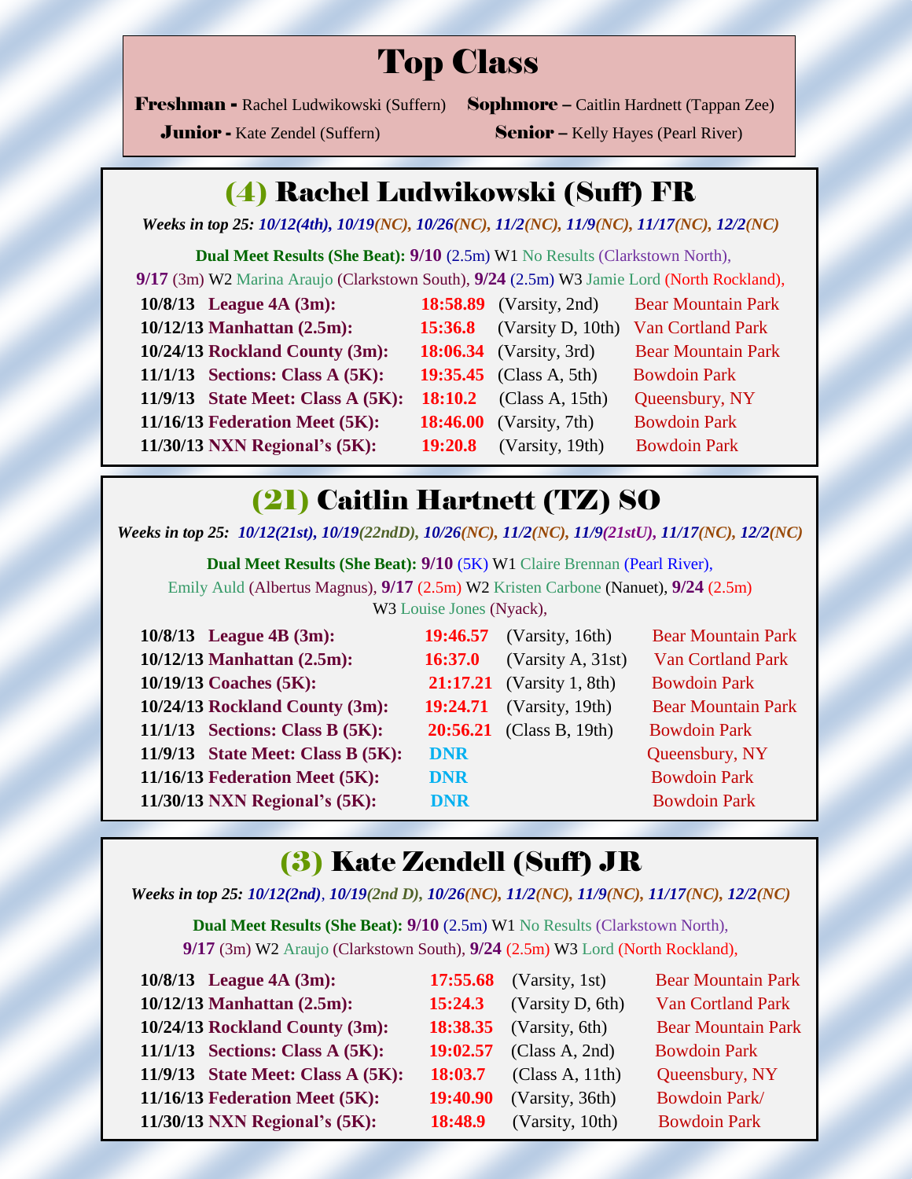# Top Class

**Freshman -** Rachel Ludwikowski (Suffern) **Sophmore –** Caitlin Hardnett (Tappan Zee)

**Junior -** Kate Zendel (Suffern) **Senior –** Kelly Hayes (Pearl River)

## (4) Rachel Ludwikowski (Suff) FR

***Weeks in top 25:** 10/12(4th), 10/19(NC), 10/26(NC), 11/2(NC), 11/9(NC), 11/17(NC), 12/2(NC)*

**Dual Meet Results (She Beat): 9/10** (2.5m) W1 No Results (Clarkstown North), **9/17** (3m) W2 Marina Araujo (Clarkstown South), **9/24** (2.5m) W3 Jamie Lord (North Rockland),

| | | | |
|---|---|---|---|
| **10/8/13 League 4A (3m):** | **18:58.89** | (Varsity, 2nd) | Bear Mountain Park |
| **10/12/13 Manhattan (2.5m):** | **15:36.8** | (Varsity D, 10th) | Van Cortland Park |
| **10/24/13 Rockland County (3m):** | **18:06.34** | (Varsity, 3rd) | Bear Mountain Park |
| **11/1/13 Sections: Class A (5K):** | **19:35.45** | (Class A, 5th) | Bowdoin Park |
| **11/9/13 State Meet: Class A (5K):** | **18:10.2** | (Class A, 15th) | Queensbury, NY |
| **11/16/13 Federation Meet (5K):** | **18:46.00** | (Varsity, 7th) | Bowdoin Park |
| **11/30/13 NXN Regional's (5K):** | **19:20.8** | (Varsity, 19th) | Bowdoin Park |

## (21) Caitlin Hartnett (TZ) SO

***Weeks in top 25:** 10/12(21st), 10/19(22ndD), 10/26(NC), 11/2(NC), 11/9(21stU), 11/17(NC), 12/2(NC)*

**Dual Meet Results (She Beat): 9/10** (5K) W1 Claire Brennan (Pearl River), Emily Auld (Albertus Magnus), **9/17** (2.5m) W2 Kristen Carbone (Nanuet), **9/24** (2.5m) W3 Louise Jones (Nyack),

| | | | |
|---|---|---|---|
| **10/8/13 League 4B (3m):** | **19:46.57** | (Varsity, 16th) | Bear Mountain Park |
| **10/12/13 Manhattan (2.5m):** | **16:37.0** | (Varsity A, 31st) | Van Cortland Park |
| **10/19/13 Coaches (5K):** | **21:17.21** | (Varsity 1, 8th) | Bowdoin Park |
| **10/24/13 Rockland County (3m):** | **19:24.71** | (Varsity, 19th) | Bear Mountain Park |
| **11/1/13 Sections: Class B (5K):** | **20:56.21** | (Class B, 19th) | Bowdoin Park |
| **11/9/13 State Meet: Class B (5K):** | **DNR** | | Queensbury, NY |
| **11/16/13 Federation Meet (5K):** | **DNR** | | Bowdoin Park |
| **11/30/13 NXN Regional's (5K):** | **DNR** | | Bowdoin Park |

## (3) Kate Zendell (Suff) JR

***Weeks in top 25:** 10/12(2nd), 10/19(2nd D), 10/26(NC), 11/2(NC), 11/9(NC), 11/17(NC), 12/2(NC)*

**Dual Meet Results (She Beat): 9/10** (2.5m) W1 No Results (Clarkstown North), **9/17** (3m) W2 Araujo (Clarkstown South), **9/24** (2.5m) W3 Lord (North Rockland),

| | | | |
|---|---|---|---|
| **10/8/13 League 4A (3m):** | **17:55.68** | (Varsity, 1st) | Bear Mountain Park |
| **10/12/13 Manhattan (2.5m):** | **15:24.3** | (Varsity D, 6th) | Van Cortland Park |
| **10/24/13 Rockland County (3m):** | **18:38.35** | (Varsity, 6th) | Bear Mountain Park |
| **11/1/13 Sections: Class A (5K):** | **19:02.57** | (Class A, 2nd) | Bowdoin Park |
| **11/9/13 State Meet: Class A (5K):** | **18:03.7** | (Class A, 11th) | Queensbury, NY |
| **11/16/13 Federation Meet (5K):** | **19:40.90** | (Varsity, 36th) | Bowdoin Park/ |
| **11/30/13 NXN Regional's (5K):** | **18:48.9** | (Varsity, 10th) | Bowdoin Park |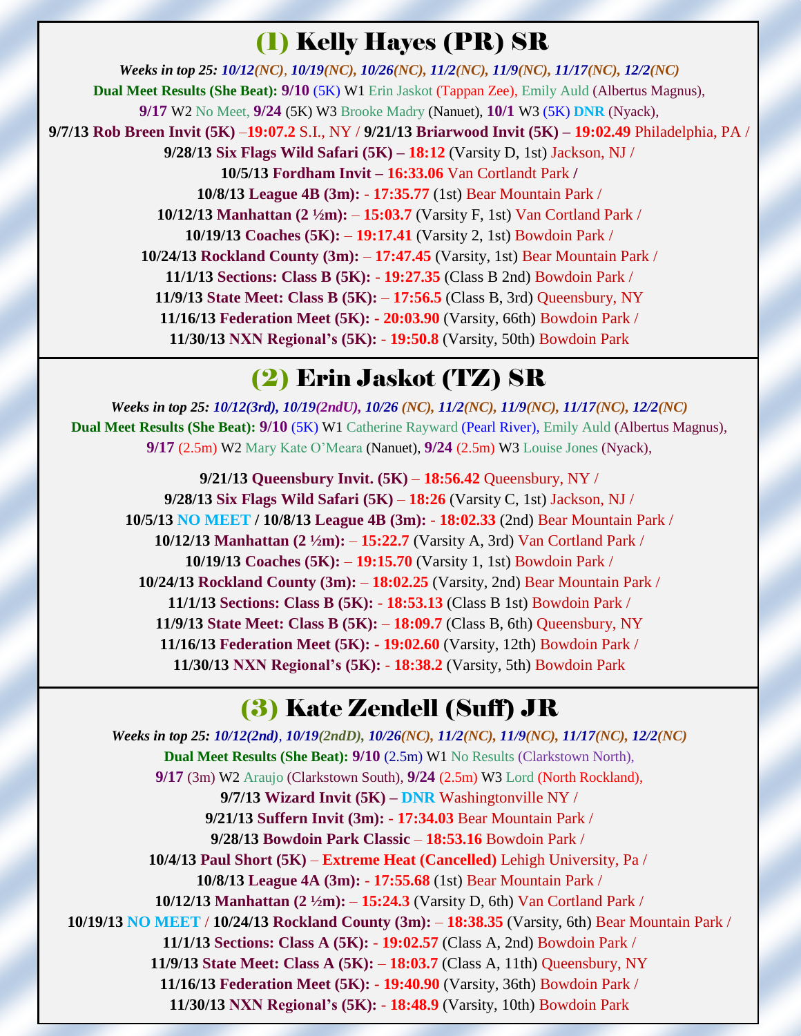## (1) Kelly Hayes (PR) SR

***Weeks in top 25:*** ***10/12(NC), 10/19(NC), 10/26(NC), 11/2(NC), 11/9(NC), 11/17(NC), 12/2(NC)***

**Dual Meet Results (She Beat): 9/10** (5K) W1 Erin Jaskot (Tappan Zee), Emily Auld (Albertus Magnus),
**9/17** W2 No Meet, **9/24** (5K) W3 Brooke Madry (Nanuet), **10/1** W3 (5K) **DNR** (Nyack),

**9/7/13 Rob Breen Invit (5K)** –**19:07.2** S.I., NY / **9/21/13 Briarwood Invit (5K) – 19:02.49** Philadelphia, PA /
**9/28/13 Six Flags Wild Safari (5K) – 18:12** (Varsity D, 1st) Jackson, NJ /
**10/5/13 Fordham Invit – 16:33.06** Van Cortlandt Park **/**
**10/8/13 League 4B (3m): - 17:35.77** (1st) Bear Mountain Park /
**10/12/13 Manhattan (2 ½m):** – **15:03.7** (Varsity F, 1st) Van Cortland Park /
**10/19/13 Coaches (5K):** – **19:17.41** (Varsity 2, 1st) Bowdoin Park /
**10/24/13 Rockland County (3m):** – **17:47.45** (Varsity, 1st) Bear Mountain Park /
**11/1/13 Sections: Class B (5K): - 19:27.35** (Class B 2nd) Bowdoin Park /
**11/9/13 State Meet: Class B (5K):** – **17:56.5** (Class B, 3rd) Queensbury, NY
**11/16/13 Federation Meet (5K): - 20:03.90** (Varsity, 66th) Bowdoin Park /
**11/30/13 NXN Regional's (5K): - 19:50.8** (Varsity, 50th) Bowdoin Park

## (2) Erin Jaskot (TZ) SR

***Weeks in top 25:*** ***10/12(3rd), 10/19(2ndU), 10/26 (NC), 11/2(NC), 11/9(NC), 11/17(NC), 12/2(NC)***

**Dual Meet Results (She Beat): 9/10** (5K) W1 Catherine Rayward (Pearl River), Emily Auld (Albertus Magnus),
**9/17** (2.5m) W2 Mary Kate O'Meara (Nanuet), **9/24** (2.5m) W3 Louise Jones (Nyack),

**9/21/13 Queensbury Invit. (5K)** – **18:56.42** Queensbury, NY /
**9/28/13 Six Flags Wild Safari (5K)** – **18:26** (Varsity C, 1st) Jackson, NJ /
**10/5/13 NO MEET / 10/8/13 League 4B (3m): - 18:02.33** (2nd) Bear Mountain Park /
**10/12/13 Manhattan (2 ½m):** – **15:22.7** (Varsity A, 3rd) Van Cortland Park /
**10/19/13 Coaches (5K):** – **19:15.70** (Varsity 1, 1st) Bowdoin Park /
**10/24/13 Rockland County (3m):** – **18:02.25** (Varsity, 2nd) Bear Mountain Park /
**11/1/13 Sections: Class B (5K): - 18:53.13** (Class B 1st) Bowdoin Park /
**11/9/13 State Meet: Class B (5K):** – **18:09.7** (Class B, 6th) Queensbury, NY
**11/16/13 Federation Meet (5K): - 19:02.60** (Varsity, 12th) Bowdoin Park /
**11/30/13 NXN Regional's (5K): - 18:38.2** (Varsity, 5th) Bowdoin Park

## (3) Kate Zendell (Suff) JR

***Weeks in top 25:*** ***10/12(2nd), 10/19(2ndD), 10/26(NC), 11/2(NC), 11/9(NC), 11/17(NC), 12/2(NC)***

**Dual Meet Results (She Beat): 9/10** (2.5m) W1 No Results (Clarkstown North),
**9/17** (3m) W2 Araujo (Clarkstown South), **9/24** (2.5m) W3 Lord (North Rockland),
**9/7/13 Wizard Invit (5K) – DNR** Washingtonville NY /
**9/21/13 Suffern Invit (3m): - 17:34.03** Bear Mountain Park /
**9/28/13 Bowdoin Park Classic** – **18:53.16** Bowdoin Park /
**10/4/13 Paul Short (5K)** – **Extreme Heat (Cancelled)** Lehigh University, Pa /
**10/8/13 League 4A (3m): - 17:55.68** (1st) Bear Mountain Park /
**10/12/13 Manhattan (2 ½m):** – **15:24.3** (Varsity D, 6th) Van Cortland Park /
**10/19/13 NO MEET / 10/24/13 Rockland County (3m):** – **18:38.35** (Varsity, 6th) Bear Mountain Park /
**11/1/13 Sections: Class A (5K): - 19:02.57** (Class A, 2nd) Bowdoin Park /
**11/9/13 State Meet: Class A (5K):** – **18:03.7** (Class A, 11th) Queensbury, NY
**11/16/13 Federation Meet (5K): - 19:40.90** (Varsity, 36th) Bowdoin Park /
**11/30/13 NXN Regional's (5K): - 18:48.9** (Varsity, 10th) Bowdoin Park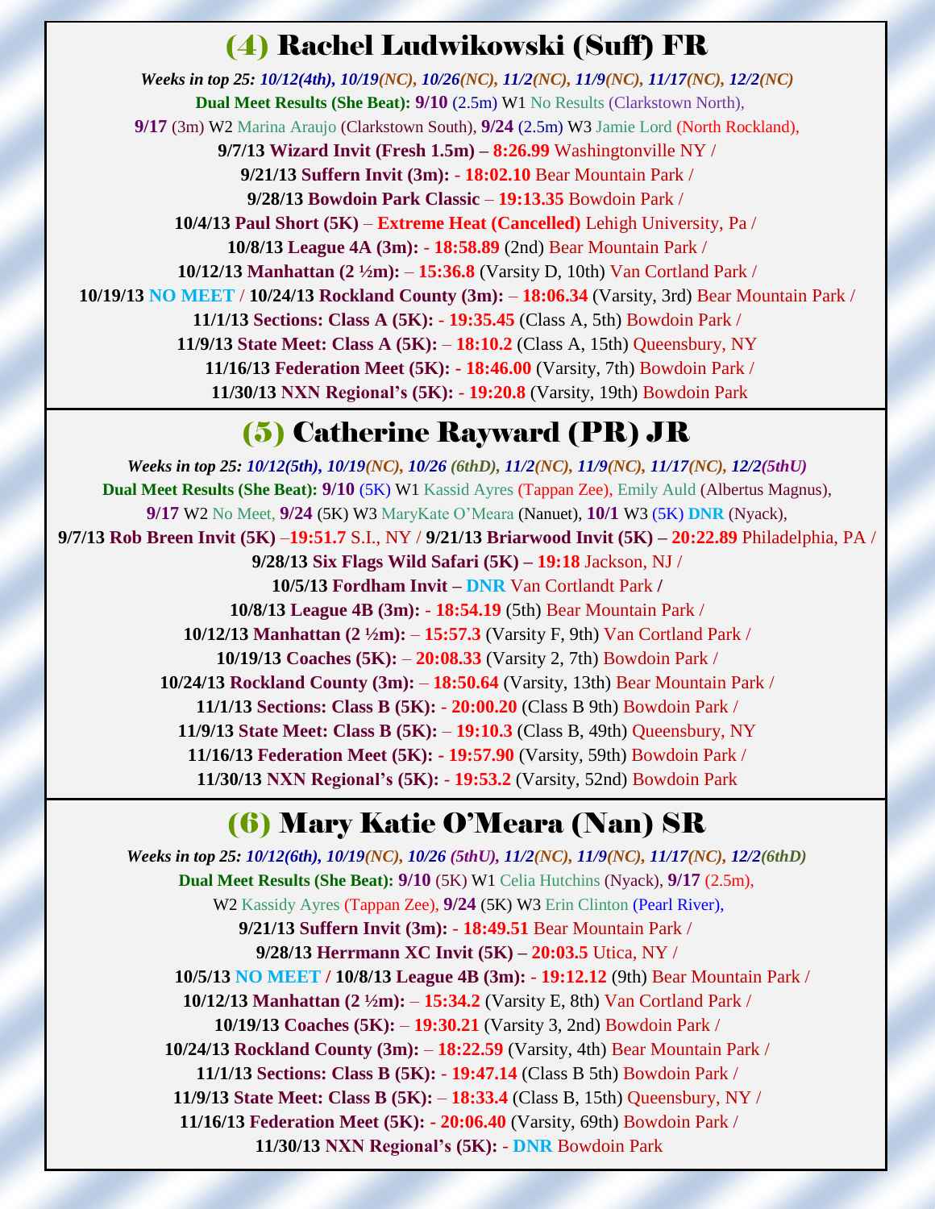## (4) Rachel Ludwikowski (Suff) FR

***Weeks in top 25: 10/12(4th), 10/19(NC), 10/26(NC), 11/2(NC), 11/9(NC), 11/17(NC), 12/2(NC)***

**Dual Meet Results (She Beat): 9/10** (2.5m) W1 No Results (Clarkstown North), **9/17** (3m) W2 Marina Araujo (Clarkstown South), **9/24** (2.5m) W3 Jamie Lord (North Rockland),

**9/7/13 Wizard Invit (Fresh 1.5m) – 8:26.99** Washingtonville NY /

**9/21/13 Suffern Invit (3m): - 18:02.10** Bear Mountain Park /

**9/28/13 Bowdoin Park Classic – 19:13.35** Bowdoin Park /

**10/4/13 Paul Short (5K) – Extreme Heat (Cancelled)** Lehigh University, Pa /

**10/8/13 League 4A (3m): - 18:58.89** (2nd) Bear Mountain Park /

**10/12/13 Manhattan (2 ½m): – 15:36.8** (Varsity D, 10th) Van Cortland Park /

**10/19/13 NO MEET / 10/24/13 Rockland County (3m): – 18:06.34** (Varsity, 3rd) Bear Mountain Park /

**11/1/13 Sections: Class A (5K): - 19:35.45** (Class A, 5th) Bowdoin Park /

**11/9/13 State Meet: Class A (5K): – 18:10.2** (Class A, 15th) Queensbury, NY

**11/16/13 Federation Meet (5K): - 18:46.00** (Varsity, 7th) Bowdoin Park /

**11/30/13 NXN Regional's (5K): - 19:20.8** (Varsity, 19th) Bowdoin Park

## (5) Catherine Rayward (PR) JR

***Weeks in top 25: 10/12(5th), 10/19(NC), 10/26 (6thD), 11/2(NC), 11/9(NC), 11/17(NC), 12/2(5thU)***

**Dual Meet Results (She Beat): 9/10** (5K) W1 Kassid Ayres (Tappan Zee), Emily Auld (Albertus Magnus), **9/17** W2 No Meet, **9/24** (5K) W3 MaryKate O'Meara (Nanuet), **10/1** W3 (5K) **DNR** (Nyack),

**9/7/13 Rob Breen Invit (5K) –19:51.7** S.I., NY / **9/21/13 Briarwood Invit (5K) – 20:22.89** Philadelphia, PA /

**9/28/13 Six Flags Wild Safari (5K) – 19:18** Jackson, NJ /

**10/5/13 Fordham Invit – DNR** Van Cortlandt Park **/**

**10/8/13 League 4B (3m): - 18:54.19** (5th) Bear Mountain Park /

**10/12/13 Manhattan (2 ½m): – 15:57.3** (Varsity F, 9th) Van Cortland Park /

**10/19/13 Coaches (5K): – 20:08.33** (Varsity 2, 7th) Bowdoin Park /

**10/24/13 Rockland County (3m): – 18:50.64** (Varsity, 13th) Bear Mountain Park /

**11/1/13 Sections: Class B (5K): - 20:00.20** (Class B 9th) Bowdoin Park /

**11/9/13 State Meet: Class B (5K): – 19:10.3** (Class B, 49th) Queensbury, NY

**11/16/13 Federation Meet (5K): - 19:57.90** (Varsity, 59th) Bowdoin Park /

**11/30/13 NXN Regional's (5K): - 19:53.2** (Varsity, 52nd) Bowdoin Park

## (6) Mary Katie O'Meara (Nan) SR

***Weeks in top 25: 10/12(6th), 10/19(NC), 10/26 (5thU), 11/2(NC), 11/9(NC), 11/17(NC), 12/2(6thD)***

**Dual Meet Results (She Beat): 9/10** (5K) W1 Celia Hutchins (Nyack), **9/17** (2.5m), W2 Kassidy Ayres (Tappan Zee), **9/24** (5K) W3 Erin Clinton (Pearl River),

**9/21/13 Suffern Invit (3m): - 18:49.51** Bear Mountain Park /

**9/28/13 Herrmann XC Invit (5K) – 20:03.5** Utica, NY /

**10/5/13 NO MEET / 10/8/13 League 4B (3m): - 19:12.12** (9th) Bear Mountain Park /

**10/12/13 Manhattan (2 ½m): – 15:34.2** (Varsity E, 8th) Van Cortland Park /

**10/19/13 Coaches (5K): – 19:30.21** (Varsity 3, 2nd) Bowdoin Park /

**10/24/13 Rockland County (3m): – 18:22.59** (Varsity, 4th) Bear Mountain Park /

**11/1/13 Sections: Class B (5K): - 19:47.14** (Class B 5th) Bowdoin Park /

**11/9/13 State Meet: Class B (5K): – 18:33.4** (Class B, 15th) Queensbury, NY /

**11/16/13 Federation Meet (5K): - 20:06.40** (Varsity, 69th) Bowdoin Park /

**11/30/13 NXN Regional's (5K): - DNR** Bowdoin Park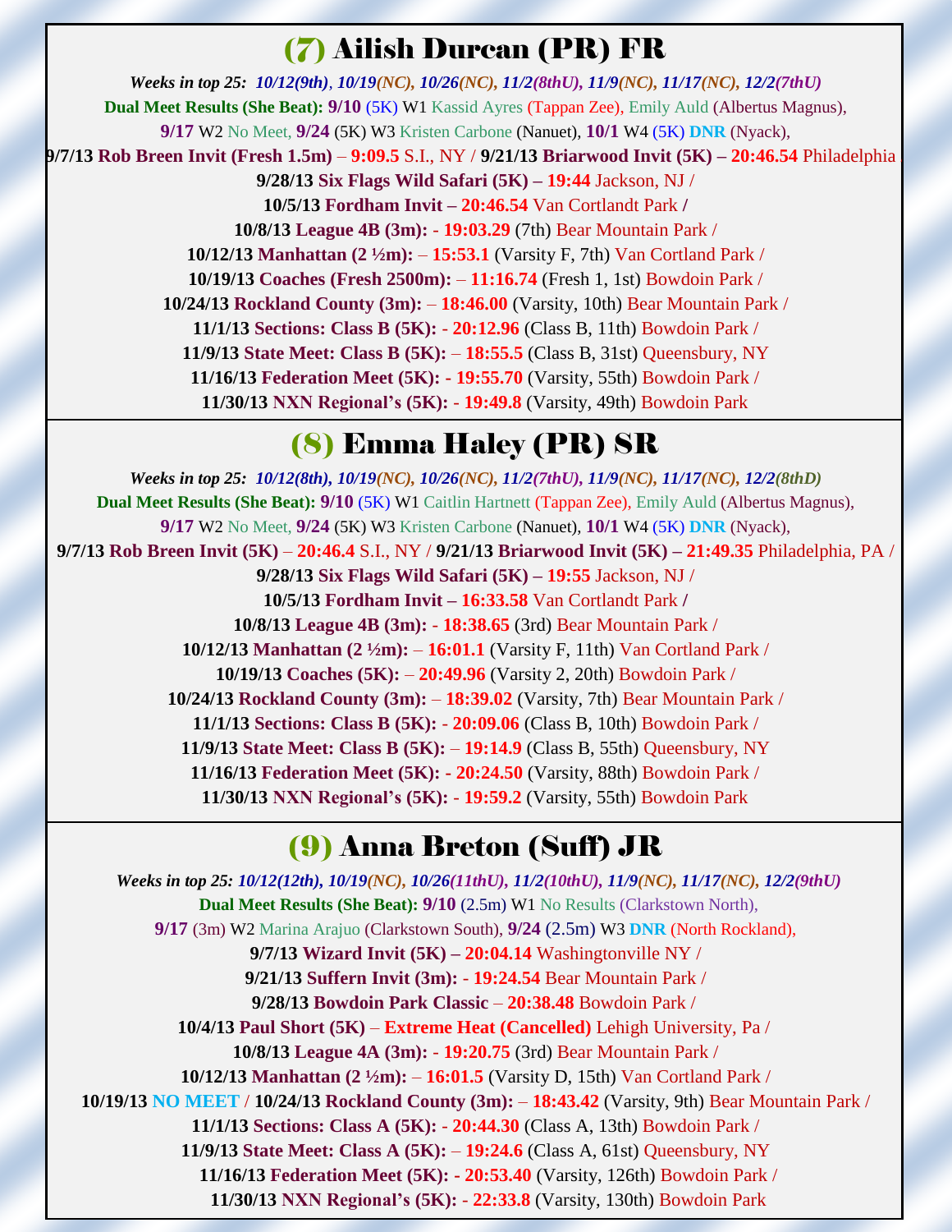## (7) Ailish Durcan (PR) FR

***Weeks in top 25:** 10/12(9th), 10/19(NC), 10/26(NC), 11/2(8thU), 11/9(NC), 11/17(NC), 12/2(7thU)*

**Dual Meet Results (She Beat): 9/10** (5K) W1 Kassid Ayres (Tappan Zee), Emily Auld (Albertus Magnus), **9/17** W2 No Meet, **9/24** (5K) W3 Kristen Carbone (Nanuet), **10/1** W4 (5K) **DNR** (Nyack),

**9/7/13 Rob Breen Invit (Fresh 1.5m)** – **9:09.5** S.I., NY / **9/21/13 Briarwood Invit (5K) – 20:46.54** Philadelphia

**9/28/13 Six Flags Wild Safari (5K) – 19:44** Jackson, NJ /

**10/5/13 Fordham Invit – 20:46.54** Van Cortlandt Park **/**

**10/8/13 League 4B (3m):** - **19:03.29** (7th) Bear Mountain Park /

**10/12/13 Manhattan (2 ½m):** – **15:53.1** (Varsity F, 7th) Van Cortland Park /

**10/19/13 Coaches (Fresh 2500m):** – **11:16.74** (Fresh 1, 1st) Bowdoin Park /

**10/24/13 Rockland County (3m):** – **18:46.00** (Varsity, 10th) Bear Mountain Park /

**11/1/13 Sections: Class B (5K):** - **20:12.96** (Class B, 11th) Bowdoin Park /

**11/9/13 State Meet: Class B (5K):** – **18:55.5** (Class B, 31st) Queensbury, NY

**11/16/13 Federation Meet (5K): - 19:55.70** (Varsity, 55th) Bowdoin Park /

**11/30/13 NXN Regional's (5K): - 19:49.8** (Varsity, 49th) Bowdoin Park

## (8) Emma Haley (PR) SR

***Weeks in top 25:** 10/12(8th), 10/19(NC), 10/26(NC), 11/2(7thU), 11/9(NC), 11/17(NC), 12/2(8thD)*

**Dual Meet Results (She Beat): 9/10** (5K) W1 Caitlin Hartnett (Tappan Zee), Emily Auld (Albertus Magnus), **9/17** W2 No Meet, **9/24** (5K) W3 Kristen Carbone (Nanuet), **10/1** W4 (5K) **DNR** (Nyack),

**9/7/13 Rob Breen Invit (5K)** – **20:46.4** S.I., NY / **9/21/13 Briarwood Invit (5K) – 21:49.35** Philadelphia, PA /

**9/28/13 Six Flags Wild Safari (5K) – 19:55** Jackson, NJ /

**10/5/13 Fordham Invit – 16:33.58** Van Cortlandt Park **/**

**10/8/13 League 4B (3m):** - **18:38.65** (3rd) Bear Mountain Park /

**10/12/13 Manhattan (2 ½m):** – **16:01.1** (Varsity F, 11th) Van Cortland Park /

**10/19/13 Coaches (5K):** – **20:49.96** (Varsity 2, 20th) Bowdoin Park /

**10/24/13 Rockland County (3m):** – **18:39.02** (Varsity, 7th) Bear Mountain Park /

**11/1/13 Sections: Class B (5K):** - **20:09.06** (Class B, 10th) Bowdoin Park /

**11/9/13 State Meet: Class B (5K):** – **19:14.9** (Class B, 55th) Queensbury, NY

**11/16/13 Federation Meet (5K): - 20:24.50** (Varsity, 88th) Bowdoin Park /

**11/30/13 NXN Regional's (5K): - 19:59.2** (Varsity, 55th) Bowdoin Park

## (9) Anna Breton (Suff) JR

***Weeks in top 25:** 10/12(12th), 10/19(NC), 10/26(11thU), 11/2(10thU), 11/9(NC), 11/17(NC), 12/2(9thU)*

**Dual Meet Results (She Beat): 9/10** (2.5m) W1 No Results (Clarkstown North), **9/17** (3m) W2 Marina Arajuo (Clarkstown South), **9/24** (2.5m) W3 **DNR** (North Rockland),

**9/7/13 Wizard Invit (5K) – 20:04.14** Washingtonville NY /

**9/21/13 Suffern Invit (3m): - 19:24.54** Bear Mountain Park /

**9/28/13 Bowdoin Park Classic** – **20:38.48** Bowdoin Park /

**10/4/13 Paul Short (5K)** – **Extreme Heat (Cancelled)** Lehigh University, Pa /

**10/8/13 League 4A (3m):** - **19:20.75** (3rd) Bear Mountain Park /

**10/12/13 Manhattan (2 ½m):** – **16:01.5** (Varsity D, 15th) Van Cortland Park /

**10/19/13** NO MEET / **10/24/13 Rockland County (3m):** – **18:43.42** (Varsity, 9th) Bear Mountain Park /

**11/1/13 Sections: Class A (5K):** - **20:44.30** (Class A, 13th) Bowdoin Park /

**11/9/13 State Meet: Class A (5K):** – **19:24.6** (Class A, 61st) Queensbury, NY

**11/16/13 Federation Meet (5K): - 20:53.40** (Varsity, 126th) Bowdoin Park /

**11/30/13 NXN Regional's (5K): - 22:33.8** (Varsity, 130th) Bowdoin Park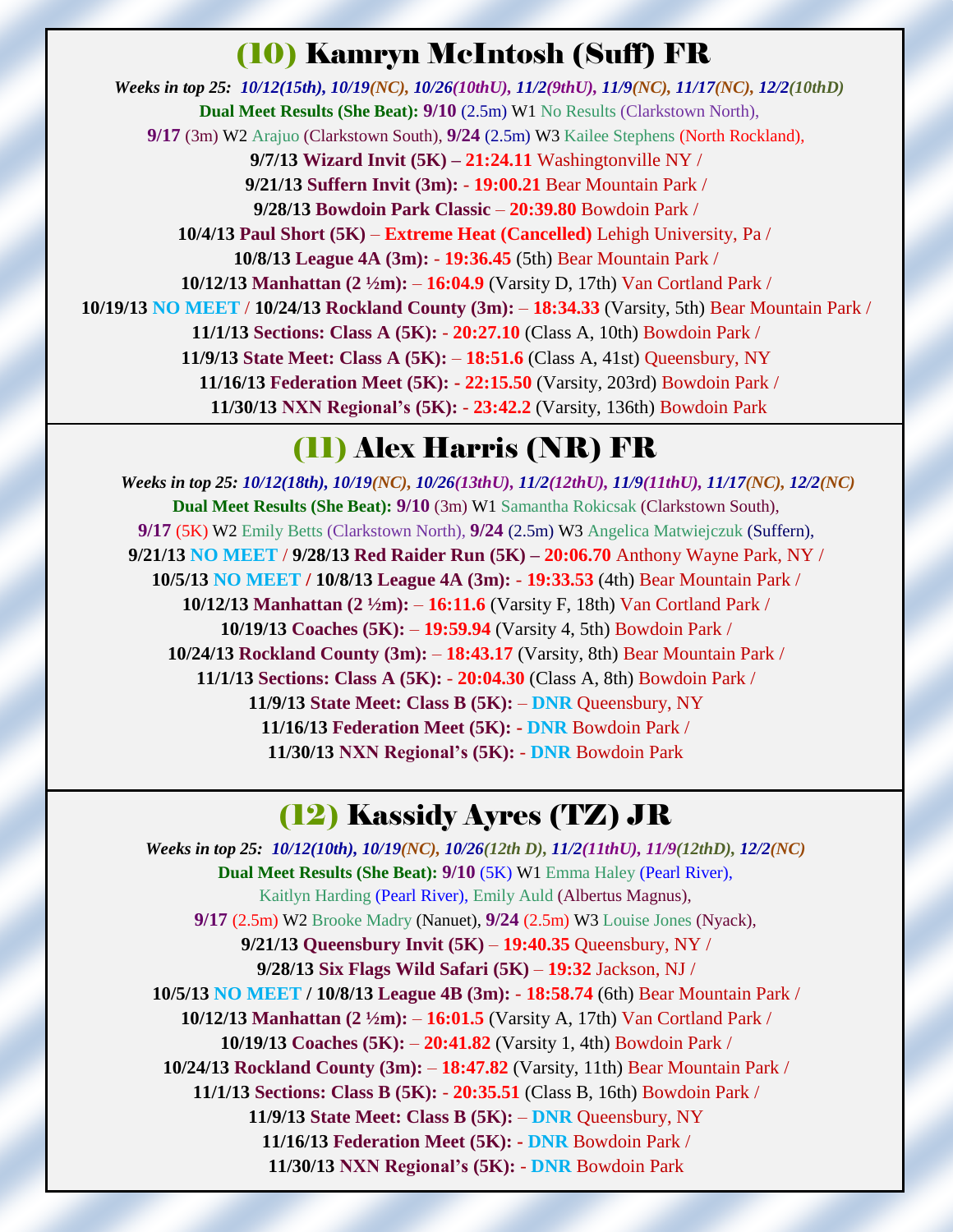## (10) Kamryn McIntosh (Suff) FR

***Weeks in top 25:** 10/12(15th), 10/19(NC), 10/26(10thU), 11/2(9thU), 11/9(NC), 11/17(NC), 12/2(10thD)*

**Dual Meet Results (She Beat): 9/10** (2.5m) W1 No Results (Clarkstown North),

**9/17** (3m) W2 Arajuo (Clarkstown South), **9/24** (2.5m) W3 Kailee Stephens (North Rockland),

**9/7/13 Wizard Invit (5K) – 21:24.11** Washingtonville NY /

**9/21/13 Suffern Invit (3m): - 19:00.21** Bear Mountain Park /

**9/28/13 Bowdoin Park Classic – 20:39.80** Bowdoin Park /

**10/4/13 Paul Short (5K) – Extreme Heat (Cancelled)** Lehigh University, Pa /

**10/8/13 League 4A (3m): - 19:36.45** (5th) Bear Mountain Park /

**10/12/13 Manhattan (2 ½m): – 16:04.9** (Varsity D, 17th) Van Cortland Park /

**10/19/13 NO MEET** / **10/24/13 Rockland County (3m): – 18:34.33** (Varsity, 5th) Bear Mountain Park /

**11/1/13 Sections: Class A (5K): - 20:27.10** (Class A, 10th) Bowdoin Park /

**11/9/13 State Meet: Class A (5K): – 18:51.6** (Class A, 41st) Queensbury, NY

**11/16/13 Federation Meet (5K): - 22:15.50** (Varsity, 203rd) Bowdoin Park /

**11/30/13 NXN Regional's (5K): - 23:42.2** (Varsity, 136th) Bowdoin Park

## (11) Alex Harris (NR) FR

***Weeks in top 25:** 10/12(18th), 10/19(NC), 10/26(13thU), 11/2(12thU), 11/9(11thU), 11/17(NC), 12/2(NC)*

**Dual Meet Results (She Beat): 9/10** (3m) W1 Samantha Rokicsak (Clarkstown South),

**9/17** (5K) W2 Emily Betts (Clarkstown North), **9/24** (2.5m) W3 Angelica Matwiejczuk (Suffern),

**9/21/13 NO MEET** / **9/28/13 Red Raider Run (5K) – 20:06.70** Anthony Wayne Park, NY /

**10/5/13 NO MEET / 10/8/13 League 4A (3m): - 19:33.53** (4th) Bear Mountain Park /

**10/12/13 Manhattan (2 ½m): – 16:11.6** (Varsity F, 18th) Van Cortland Park /

**10/19/13 Coaches (5K): – 19:59.94** (Varsity 4, 5th) Bowdoin Park /

**10/24/13 Rockland County (3m): – 18:43.17** (Varsity, 8th) Bear Mountain Park /

**11/1/13 Sections: Class A (5K): - 20:04.30** (Class A, 8th) Bowdoin Park /

**11/9/13 State Meet: Class B (5K): – DNR** Queensbury, NY

**11/16/13 Federation Meet (5K): - DNR** Bowdoin Park /

**11/30/13 NXN Regional's (5K): - DNR** Bowdoin Park

## (12) Kassidy Ayres (TZ) JR

***Weeks in top 25:** 10/12(10th), 10/19(NC), 10/26(12th D), 11/2(11thU), 11/9(12thD), 12/2(NC)*

**Dual Meet Results (She Beat): 9/10** (5K) W1 Emma Haley (Pearl River),

Kaitlyn Harding (Pearl River), Emily Auld (Albertus Magnus),

**9/17** (2.5m) W2 Brooke Madry (Nanuet), **9/24** (2.5m) W3 Louise Jones (Nyack),

**9/21/13 Queensbury Invit (5K) – 19:40.35** Queensbury, NY /

**9/28/13 Six Flags Wild Safari (5K) – 19:32** Jackson, NJ /

**10/5/13 NO MEET / 10/8/13 League 4B (3m): - 18:58.74** (6th) Bear Mountain Park /

**10/12/13 Manhattan (2 ½m): – 16:01.5** (Varsity A, 17th) Van Cortland Park /

**10/19/13 Coaches (5K): – 20:41.82** (Varsity 1, 4th) Bowdoin Park /

**10/24/13 Rockland County (3m): – 18:47.82** (Varsity, 11th) Bear Mountain Park /

**11/1/13 Sections: Class B (5K): - 20:35.51** (Class B, 16th) Bowdoin Park /

**11/9/13 State Meet: Class B (5K): – DNR** Queensbury, NY

**11/16/13 Federation Meet (5K): - DNR** Bowdoin Park /

**11/30/13 NXN Regional's (5K): - DNR** Bowdoin Park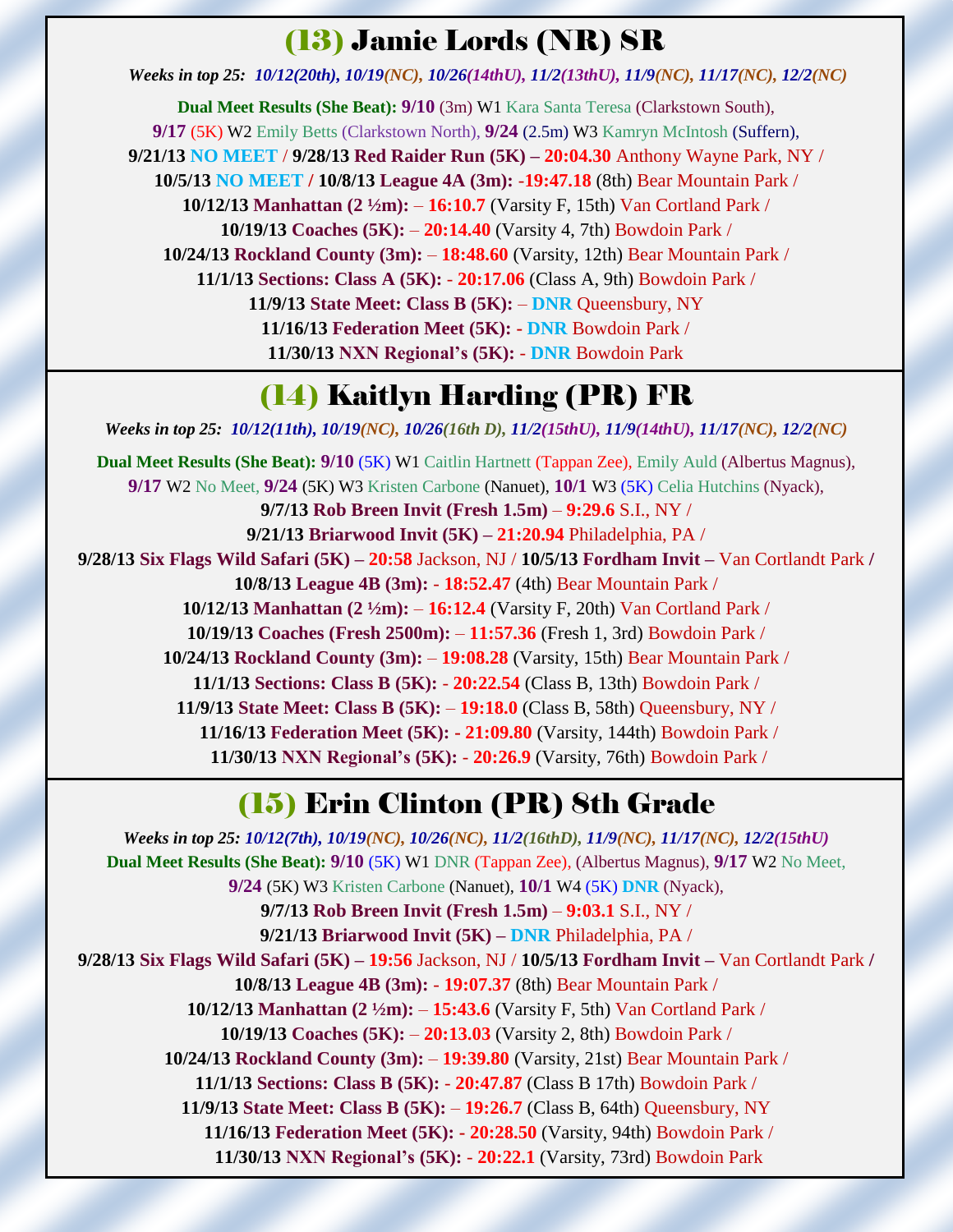## (13) Jamie Lords (NR) SR

***Weeks in top 25: 10/12(20th), 10/19(NC), 10/26(14thU), 11/2(13thU), 11/9(NC), 11/17(NC), 12/2(NC)***

**Dual Meet Results (She Beat): 9/10** (3m) W1 Kara Santa Teresa (Clarkstown South), **9/17** (5K) W2 Emily Betts (Clarkstown North), **9/24** (2.5m) W3 Kamryn McIntosh (Suffern),

**9/21/13 NO MEET / 9/28/13 Red Raider Run (5K) – 20:04.30** Anthony Wayne Park, NY /

**10/5/13 NO MEET / 10/8/13 League 4A (3m): -19:47.18** (8th) Bear Mountain Park /

**10/12/13 Manhattan (2 ½m):** – **16:10.7** (Varsity F, 15th) Van Cortland Park /

**10/19/13 Coaches (5K):** – **20:14.40** (Varsity 4, 7th) Bowdoin Park /

**10/24/13 Rockland County (3m):** – **18:48.60** (Varsity, 12th) Bear Mountain Park /

**11/1/13 Sections: Class A (5K):** - **20:17.06** (Class A, 9th) Bowdoin Park /

**11/9/13 State Meet: Class B (5K):** – **DNR** Queensbury, NY

**11/16/13 Federation Meet (5K): - DNR** Bowdoin Park /

**11/30/13 NXN Regional's (5K): - DNR** Bowdoin Park

## (14) Kaitlyn Harding (PR) FR

***Weeks in top 25: 10/12(11th), 10/19(NC), 10/26(16th D), 11/2(15thU), 11/9(14thU), 11/17(NC), 12/2(NC)***

**Dual Meet Results (She Beat): 9/10** (5K) W1 Caitlin Hartnett (Tappan Zee), Emily Auld (Albertus Magnus), **9/17** W2 No Meet, **9/24** (5K) W3 Kristen Carbone (Nanuet), **10/1** W3 (5K) Celia Hutchins (Nyack),

**9/7/13 Rob Breen Invit (Fresh 1.5m)** – **9:29.6** S.I., NY /

**9/21/13 Briarwood Invit (5K) – 21:20.94** Philadelphia, PA /

**9/28/13 Six Flags Wild Safari (5K) – 20:58** Jackson, NJ / **10/5/13 Fordham Invit** – Van Cortlandt Park /

**10/8/13 League 4B (3m): - 18:52.47** (4th) Bear Mountain Park /

**10/12/13 Manhattan (2 ½m):** – **16:12.4** (Varsity F, 20th) Van Cortland Park /

**10/19/13 Coaches (Fresh 2500m):** – **11:57.36** (Fresh 1, 3rd) Bowdoin Park /

**10/24/13 Rockland County (3m):** – **19:08.28** (Varsity, 15th) Bear Mountain Park /

**11/1/13 Sections: Class B (5K):** - **20:22.54** (Class B, 13th) Bowdoin Park /

**11/9/13 State Meet: Class B (5K):** – **19:18.0** (Class B, 58th) Queensbury, NY /

**11/16/13 Federation Meet (5K): - 21:09.80** (Varsity, 144th) Bowdoin Park /

**11/30/13 NXN Regional's (5K): - 20:26.9** (Varsity, 76th) Bowdoin Park /

## (15) Erin Clinton (PR) 8th Grade

***Weeks in top 25: 10/12(7th), 10/19(NC), 10/26(NC), 11/2(16thD), 11/9(NC), 11/17(NC), 12/2(15thU)***

**Dual Meet Results (She Beat): 9/10** (5K) W1 DNR (Tappan Zee), (Albertus Magnus), **9/17** W2 No Meet, **9/24** (5K) W3 Kristen Carbone (Nanuet), **10/1** W4 (5K) **DNR** (Nyack),

**9/7/13 Rob Breen Invit (Fresh 1.5m)** – **9:03.1** S.I., NY /

**9/21/13 Briarwood Invit (5K) – DNR** Philadelphia, PA /

**9/28/13 Six Flags Wild Safari (5K) – 19:56** Jackson, NJ / **10/5/13 Fordham Invit** – Van Cortlandt Park /

**10/8/13 League 4B (3m): - 19:07.37** (8th) Bear Mountain Park /

**10/12/13 Manhattan (2 ½m):** – **15:43.6** (Varsity F, 5th) Van Cortland Park /

**10/19/13 Coaches (5K):** – **20:13.03** (Varsity 2, 8th) Bowdoin Park /

**10/24/13 Rockland County (3m):** – **19:39.80** (Varsity, 21st) Bear Mountain Park /

**11/1/13 Sections: Class B (5K):** - **20:47.87** (Class B 17th) Bowdoin Park /

**11/9/13 State Meet: Class B (5K):** – **19:26.7** (Class B, 64th) Queensbury, NY

**11/16/13 Federation Meet (5K): - 20:28.50** (Varsity, 94th) Bowdoin Park /

**11/30/13 NXN Regional's (5K): - 20:22.1** (Varsity, 73rd) Bowdoin Park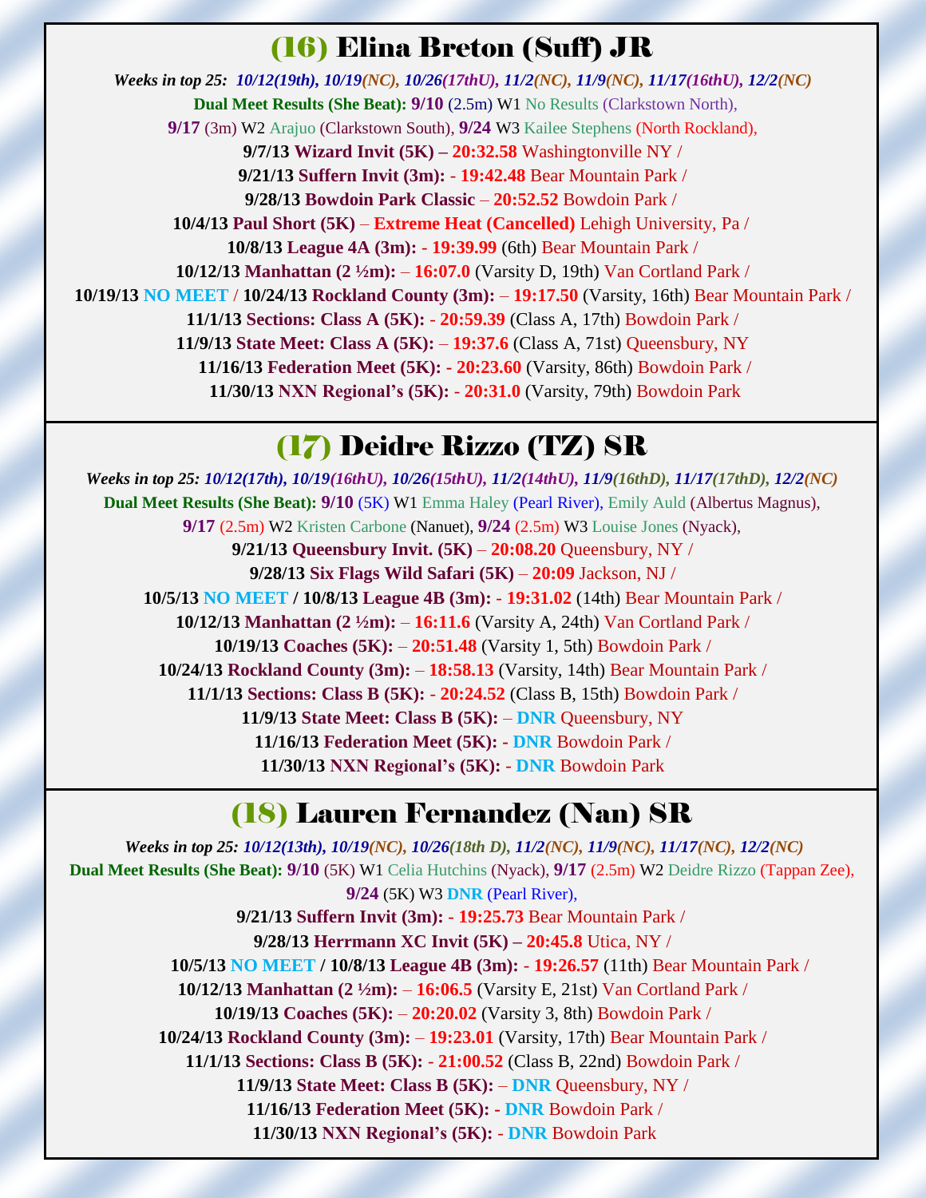## (16) Elina Breton (Suff) JR

***Weeks in top 25:*** ***10/12(19th), 10/19(NC), 10/26(17thU), 11/2(NC), 11/9(NC), 11/17(16thU), 12/2(NC)***

**Dual Meet Results (She Beat): 9/10** (2.5m) W1 No Results (Clarkstown North), **9/17** (3m) W2 Arajuo (Clarkstown South), **9/24** W3 Kailee Stephens (North Rockland),

**9/7/13 Wizard Invit (5K) – 20:32.58** Washingtonville NY /

**9/21/13 Suffern Invit (3m): - 19:42.48** Bear Mountain Park /

**9/28/13 Bowdoin Park Classic – 20:52.52** Bowdoin Park /

**10/4/13 Paul Short (5K) – Extreme Heat (Cancelled)** Lehigh University, Pa /

**10/8/13 League 4A (3m): - 19:39.99** (6th) Bear Mountain Park /

**10/12/13 Manhattan (2 ½m): – 16:07.0** (Varsity D, 19th) Van Cortland Park /

**10/19/13** NO MEET / **10/24/13 Rockland County (3m): – 19:17.50** (Varsity, 16th) Bear Mountain Park /

**11/1/13 Sections: Class A (5K): - 20:59.39** (Class A, 17th) Bowdoin Park /

**11/9/13 State Meet: Class A (5K): – 19:37.6** (Class A, 71st) Queensbury, NY

**11/16/13 Federation Meet (5K): - 20:23.60** (Varsity, 86th) Bowdoin Park /

**11/30/13 NXN Regional's (5K): - 20:31.0** (Varsity, 79th) Bowdoin Park

## (17) Deidre Rizzo (TZ) SR

***Weeks in top 25:*** ***10/12(17th), 10/19(16thU), 10/26(15thU), 11/2(14thU), 11/9(16thD), 11/17(17thD), 12/2(NC)***

**Dual Meet Results (She Beat): 9/10** (5K) W1 Emma Haley (Pearl River), Emily Auld (Albertus Magnus), **9/17** (2.5m) W2 Kristen Carbone (Nanuet), **9/24** (2.5m) W3 Louise Jones (Nyack),

**9/21/13 Queensbury Invit. (5K) – 20:08.20** Queensbury, NY /

**9/28/13 Six Flags Wild Safari (5K) – 20:09** Jackson, NJ /

**10/5/13** NO MEET **/ 10/8/13 League 4B (3m): - 19:31.02** (14th) Bear Mountain Park /

**10/12/13 Manhattan (2 ½m): – 16:11.6** (Varsity A, 24th) Van Cortland Park /

**10/19/13 Coaches (5K): – 20:51.48** (Varsity 1, 5th) Bowdoin Park /

**10/24/13 Rockland County (3m): – 18:58.13** (Varsity, 14th) Bear Mountain Park /

**11/1/13 Sections: Class B (5K): - 20:24.52** (Class B, 15th) Bowdoin Park /

**11/9/13 State Meet: Class B (5K): – DNR** Queensbury, NY

**11/16/13 Federation Meet (5K): - DNR** Bowdoin Park /

**11/30/13 NXN Regional's (5K): - DNR** Bowdoin Park

## (18) Lauren Fernandez (Nan) SR

***Weeks in top 25:*** ***10/12(13th), 10/19(NC), 10/26(18th D), 11/2(NC), 11/9(NC), 11/17(NC), 12/2(NC)***

**Dual Meet Results (She Beat): 9/10** (5K) W1 Celia Hutchins (Nyack), **9/17** (2.5m) W2 Deidre Rizzo (Tappan Zee), **9/24** (5K) W3 **DNR** (Pearl River),

**9/21/13 Suffern Invit (3m): - 19:25.73** Bear Mountain Park /

**9/28/13 Herrmann XC Invit (5K) – 20:45.8** Utica, NY /

**10/5/13** NO MEET **/ 10/8/13 League 4B (3m): - 19:26.57** (11th) Bear Mountain Park /

**10/12/13 Manhattan (2 ½m): – 16:06.5** (Varsity E, 21st) Van Cortland Park /

**10/19/13 Coaches (5K): – 20:20.02** (Varsity 3, 8th) Bowdoin Park /

**10/24/13 Rockland County (3m): – 19:23.01** (Varsity, 17th) Bear Mountain Park /

**11/1/13 Sections: Class B (5K): - 21:00.52** (Class B, 22nd) Bowdoin Park /

**11/9/13 State Meet: Class B (5K): – DNR** Queensbury, NY /

**11/16/13 Federation Meet (5K): - DNR** Bowdoin Park /

**11/30/13 NXN Regional's (5K): - DNR** Bowdoin Park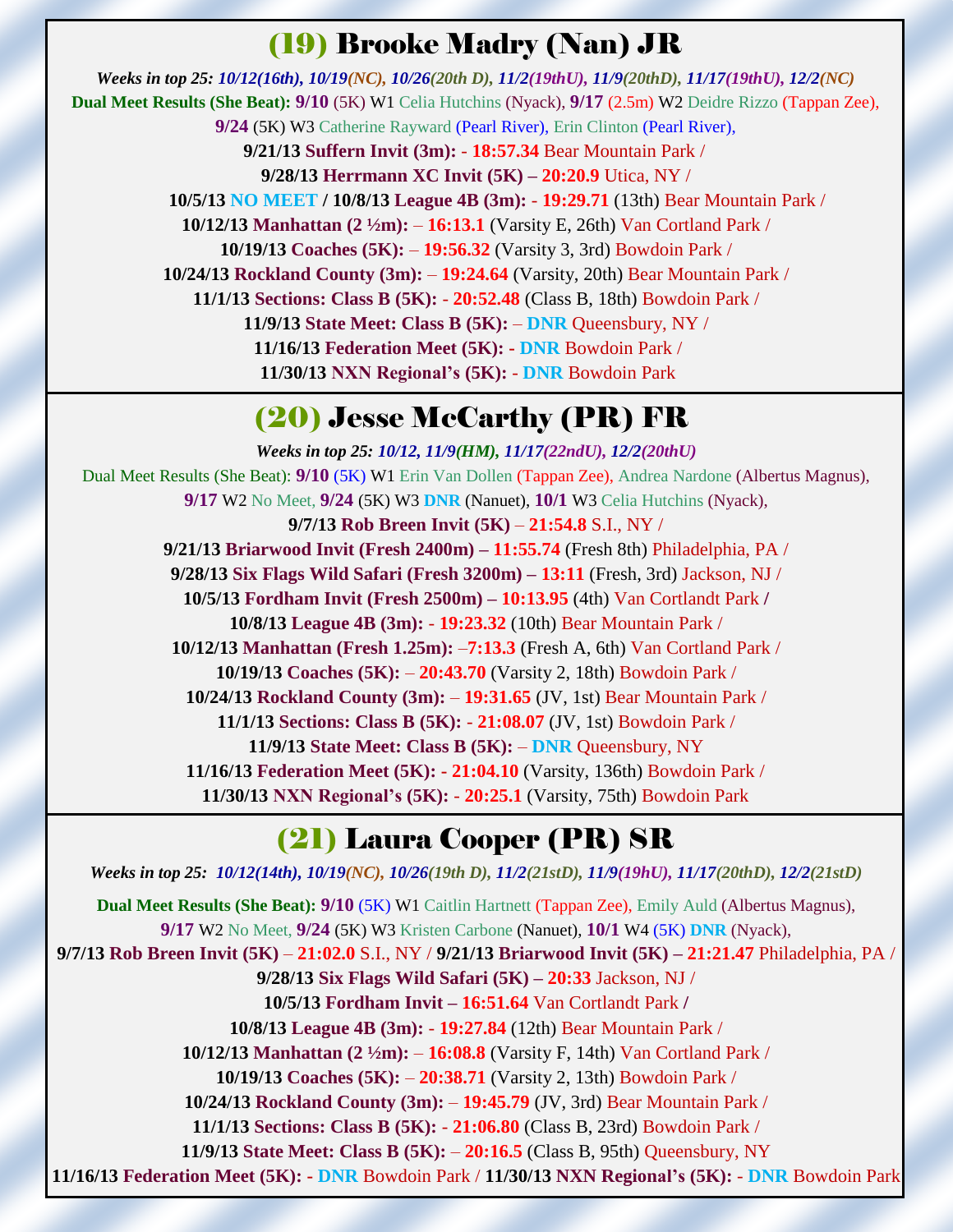## (19) Brooke Madry (Nan) JR

***Weeks in top 25:*** *10/12(16th), 10/19(NC), 10/26(20th D), 11/2(19thU), 11/9(20thD), 11/17(19thU), 12/2(NC)*

**Dual Meet Results (She Beat): 9/10** (5K) W1 Celia Hutchins (Nyack), **9/17** (2.5m) W2 Deidre Rizzo (Tappan Zee), **9/24** (5K) W3 Catherine Rayward (Pearl River), Erin Clinton (Pearl River),

**9/21/13 Suffern Invit (3m): - 18:57.34** Bear Mountain Park /

**9/28/13 Herrmann XC Invit (5K) – 20:20.9** Utica, NY /

**10/5/13 NO MEET / 10/8/13 League 4B (3m): - 19:29.71** (13th) Bear Mountain Park /

**10/12/13 Manhattan (2 ½m):** – **16:13.1** (Varsity E, 26th) Van Cortland Park /

**10/19/13 Coaches (5K):** – **19:56.32** (Varsity 3, 3rd) Bowdoin Park /

**10/24/13 Rockland County (3m):** – **19:24.64** (Varsity, 20th) Bear Mountain Park /

**11/1/13 Sections: Class B (5K): - 20:52.48** (Class B, 18th) Bowdoin Park /

**11/9/13 State Meet: Class B (5K):** – **DNR** Queensbury, NY /

**11/16/13 Federation Meet (5K): - DNR** Bowdoin Park /

**11/30/13 NXN Regional's (5K): - DNR** Bowdoin Park

## (20) Jesse McCarthy (PR) FR

***Weeks in top 25:*** *10/12, 11/9(HM), 11/17(22ndU), 12/2(20thU)*

Dual Meet Results (She Beat): **9/10** (5K) W1 Erin Van Dollen (Tappan Zee), Andrea Nardone (Albertus Magnus), **9/17** W2 No Meet, **9/24** (5K) W3 **DNR** (Nanuet), **10/1** W3 Celia Hutchins (Nyack),

**9/7/13 Rob Breen Invit (5K)** – **21:54.8** S.I., NY /

**9/21/13 Briarwood Invit (Fresh 2400m) – 11:55.74** (Fresh 8th) Philadelphia, PA /

**9/28/13 Six Flags Wild Safari (Fresh 3200m) – 13:11** (Fresh, 3rd) Jackson, NJ /

**10/5/13 Fordham Invit (Fresh 2500m) – 10:13.95** (4th) Van Cortlandt Park **/**

**10/8/13 League 4B (3m): - 19:23.32** (10th) Bear Mountain Park /

**10/12/13 Manhattan (Fresh 1.25m): –7:13.3** (Fresh A, 6th) Van Cortland Park /

**10/19/13 Coaches (5K):** – **20:43.70** (Varsity 2, 18th) Bowdoin Park /

**10/24/13 Rockland County (3m):** – **19:31.65** (JV, 1st) Bear Mountain Park /

**11/1/13 Sections: Class B (5K): - 21:08.07** (JV, 1st) Bowdoin Park /

**11/9/13 State Meet: Class B (5K):** – **DNR** Queensbury, NY

**11/16/13 Federation Meet (5K): - 21:04.10** (Varsity, 136th) Bowdoin Park /

**11/30/13 NXN Regional's (5K): - 20:25.1** (Varsity, 75th) Bowdoin Park

## (21) Laura Cooper (PR) SR

***Weeks in top 25:*** *10/12(14th), 10/19(NC), 10/26(19th D), 11/2(21stD), 11/9(19hU), 11/17(20thD), 12/2(21stD)*

**Dual Meet Results (She Beat): 9/10** (5K) W1 Caitlin Hartnett (Tappan Zee), Emily Auld (Albertus Magnus), **9/17** W2 No Meet, **9/24** (5K) W3 Kristen Carbone (Nanuet), **10/1** W4 (5K) **DNR** (Nyack),

**9/7/13 Rob Breen Invit (5K)** – **21:02.0** S.I., NY / **9/21/13 Briarwood Invit (5K) – 21:21.47** Philadelphia, PA /

**9/28/13 Six Flags Wild Safari (5K) – 20:33** Jackson, NJ /

**10/5/13 Fordham Invit – 16:51.64** Van Cortlandt Park **/**

**10/8/13 League 4B (3m): - 19:27.84** (12th) Bear Mountain Park /

**10/12/13 Manhattan (2 ½m):** – **16:08.8** (Varsity F, 14th) Van Cortland Park /

**10/19/13 Coaches (5K):** – **20:38.71** (Varsity 2, 13th) Bowdoin Park /

**10/24/13 Rockland County (3m):** – **19:45.79** (JV, 3rd) Bear Mountain Park /

**11/1/13 Sections: Class B (5K): - 21:06.80** (Class B, 23rd) Bowdoin Park /

**11/9/13 State Meet: Class B (5K):** – **20:16.5** (Class B, 95th) Queensbury, NY

**11/16/13 Federation Meet (5K): - DNR** Bowdoin Park / **11/30/13 NXN Regional's (5K): - DNR** Bowdoin Park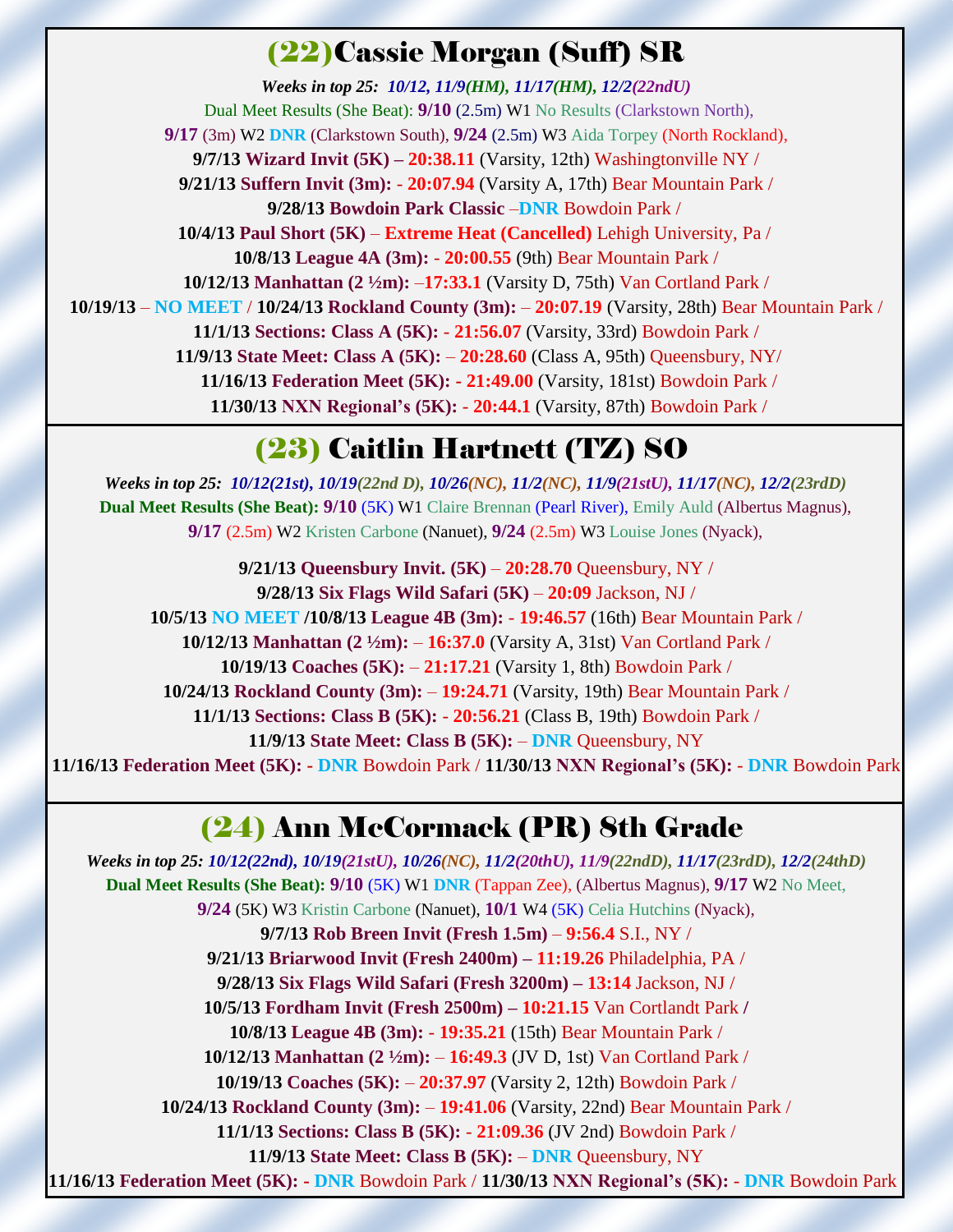## (22)Cassie Morgan (Suff) SR

***Weeks in top 25: 10/12, 11/9(HM), 11/17(HM), 12/2(22ndU)***

Dual Meet Results (She Beat): **9/10** (2.5m) W1 No Results (Clarkstown North),
**9/17** (3m) W2 **DNR** (Clarkstown South), **9/24** (2.5m) W3 Aida Torpey (North Rockland),

**9/7/13 Wizard Invit (5K) – 20:38.11** (Varsity, 12th) Washingtonville NY /
**9/21/13 Suffern Invit (3m):** - **20:07.94** (Varsity A, 17th) Bear Mountain Park /
**9/28/13 Bowdoin Park Classic** –**DNR** Bowdoin Park /
**10/4/13 Paul Short (5K)** – **Extreme Heat (Cancelled)** Lehigh University, Pa /
**10/8/13 League 4A (3m):** - **20:00.55** (9th) Bear Mountain Park /
**10/12/13 Manhattan (2 ½m):** –**17:33.1** (Varsity D, 75th) Van Cortland Park /
**10/19/13** – **NO MEET** / **10/24/13 Rockland County (3m):** – **20:07.19** (Varsity, 28th) Bear Mountain Park /
**11/1/13 Sections: Class A (5K):** - **21:56.07** (Varsity, 33rd) Bowdoin Park /
**11/9/13 State Meet: Class A (5K):** – **20:28.60** (Class A, 95th) Queensbury, NY/
**11/16/13 Federation Meet (5K):** - **21:49.00** (Varsity, 181st) Bowdoin Park /
**11/30/13 NXN Regional's (5K):** - **20:44.1** (Varsity, 87th) Bowdoin Park /

## (23) Caitlin Hartnett (TZ) SO

***Weeks in top 25: 10/12(21st), 10/19(22nd D), 10/26(NC), 11/2(NC), 11/9(21stU), 11/17(NC), 12/2(23rdD)***

**Dual Meet Results (She Beat): 9/10** (5K) W1 Claire Brennan (Pearl River), Emily Auld (Albertus Magnus),
**9/17** (2.5m) W2 Kristen Carbone (Nanuet), **9/24** (2.5m) W3 Louise Jones (Nyack),

**9/21/13 Queensbury Invit. (5K)** – **20:28.70** Queensbury, NY /
**9/28/13 Six Flags Wild Safari (5K)** – **20:09** Jackson, NJ /
**10/5/13 NO MEET /10/8/13 League 4B (3m):** - **19:46.57** (16th) Bear Mountain Park /
**10/12/13 Manhattan (2 ½m):** – **16:37.0** (Varsity A, 31st) Van Cortland Park /
**10/19/13 Coaches (5K):** – **21:17.21** (Varsity 1, 8th) Bowdoin Park /
**10/24/13 Rockland County (3m):** – **19:24.71** (Varsity, 19th) Bear Mountain Park /
**11/1/13 Sections: Class B (5K):** - **20:56.21** (Class B, 19th) Bowdoin Park /
**11/9/13 State Meet: Class B (5K):** – **DNR** Queensbury, NY
**11/16/13 Federation Meet (5K):** - **DNR** Bowdoin Park / **11/30/13 NXN Regional's (5K):** - **DNR** Bowdoin Park

## (24) Ann McCormack (PR) 8th Grade

***Weeks in top 25: 10/12(22nd), 10/19(21stU), 10/26(NC), 11/2(20thU), 11/9(22ndD), 11/17(23rdD), 12/2(24thD)***

**Dual Meet Results (She Beat): 9/10** (5K) W1 **DNR** (Tappan Zee), (Albertus Magnus), **9/17** W2 No Meet,
**9/24** (5K) W3 Kristin Carbone (Nanuet), **10/1** W4 (5K) Celia Hutchins (Nyack),

**9/7/13 Rob Breen Invit (Fresh 1.5m)** – **9:56.4** S.I., NY /
**9/21/13 Briarwood Invit (Fresh 2400m) – 11:19.26** Philadelphia, PA /
**9/28/13 Six Flags Wild Safari (Fresh 3200m) – 13:14** Jackson, NJ /
**10/5/13 Fordham Invit (Fresh 2500m) – 10:21.15** Van Cortlandt Park **/**
**10/8/13 League 4B (3m):** - **19:35.21** (15th) Bear Mountain Park /
**10/12/13 Manhattan (2 ½m):** – **16:49.3** (JV D, 1st) Van Cortland Park /
**10/19/13 Coaches (5K):** – **20:37.97** (Varsity 2, 12th) Bowdoin Park /
**10/24/13 Rockland County (3m):** – **19:41.06** (Varsity, 22nd) Bear Mountain Park /
**11/1/13 Sections: Class B (5K):** - **21:09.36** (JV 2nd) Bowdoin Park /
**11/9/13 State Meet: Class B (5K):** – **DNR** Queensbury, NY
**11/16/13 Federation Meet (5K):** - **DNR** Bowdoin Park / **11/30/13 NXN Regional's (5K):** - **DNR** Bowdoin Park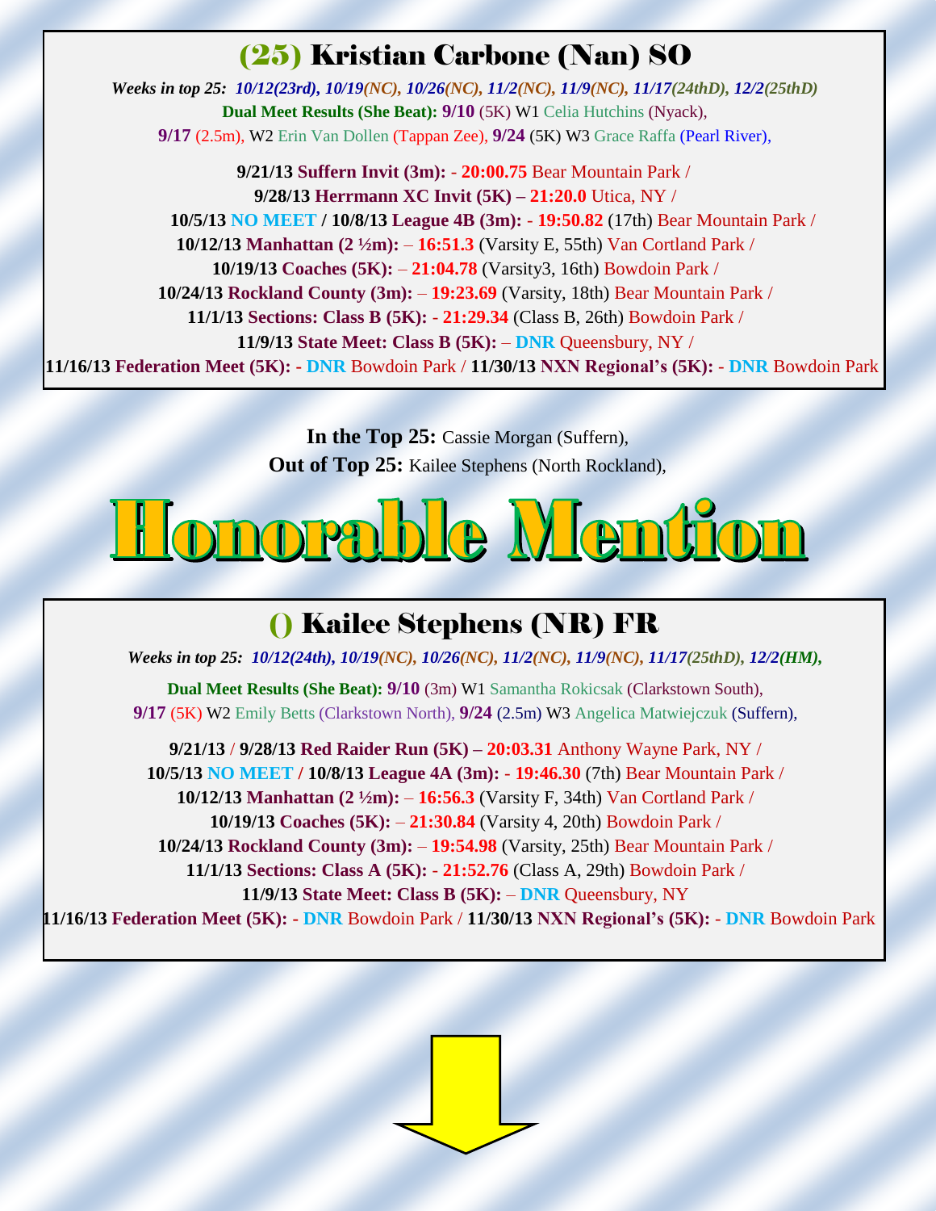## (25) Kristian Carbone (Nan) SO

***Weeks in top 25:** 10/12(23rd), 10/19(NC), 10/26(NC), 11/2(NC), 11/9(NC), 11/17(24thD), 12/2(25thD)*

**Dual Meet Results (She Beat): 9/10** (5K) W1 Celia Hutchins (Nyack), **9/17** (2.5m), W2 Erin Van Dollen (Tappan Zee), **9/24** (5K) W3 Grace Raffa (Pearl River),

**9/21/13 Suffern Invit (3m):** - **20:00.75** Bear Mountain Park /
**9/28/13 Herrmann XC Invit (5K) – 21:20.0** Utica, NY /
**10/5/13 NO MEET / 10/8/13 League 4B (3m):** - **19:50.82** (17th) Bear Mountain Park /
**10/12/13 Manhattan (2 ½m):** – **16:51.3** (Varsity E, 55th) Van Cortland Park /
**10/19/13 Coaches (5K):** – **21:04.78** (Varsity3, 16th) Bowdoin Park /
**10/24/13 Rockland County (3m):** – **19:23.69** (Varsity, 18th) Bear Mountain Park /
**11/1/13 Sections: Class B (5K):** - **21:29.34** (Class B, 26th) Bowdoin Park /
**11/9/13 State Meet: Class B (5K):** – **DNR** Queensbury, NY /
**11/16/13 Federation Meet (5K):** - **DNR** Bowdoin Park / **11/30/13 NXN Regional's (5K):** - **DNR** Bowdoin Park

**In the Top 25:** Cassie Morgan (Suffern),
**Out of Top 25:** Kailee Stephens (North Rockland),

# Honorable Mention

## () Kailee Stephens (NR) FR

***Weeks in top 25:** 10/12(24th), 10/19(NC), 10/26(NC), 11/2(NC), 11/9(NC), 11/17(25thD), 12/2(HM),*

**Dual Meet Results (She Beat): 9/10** (3m) W1 Samantha Rokicsak (Clarkstown South), **9/17** (5K) W2 Emily Betts (Clarkstown North), **9/24** (2.5m) W3 Angelica Matwiejczuk (Suffern),

**9/21/13** / **9/28/13 Red Raider Run (5K) – 20:03.31** Anthony Wayne Park, NY /
**10/5/13 NO MEET / 10/8/13 League 4A (3m):** - **19:46.30** (7th) Bear Mountain Park /
**10/12/13 Manhattan (2 ½m):** – **16:56.3** (Varsity F, 34th) Van Cortland Park /
**10/19/13 Coaches (5K):** – **21:30.84** (Varsity 4, 20th) Bowdoin Park /
**10/24/13 Rockland County (3m):** – **19:54.98** (Varsity, 25th) Bear Mountain Park /
**11/1/13 Sections: Class A (5K):** - **21:52.76** (Class A, 29th) Bowdoin Park /
**11/9/13 State Meet: Class B (5K):** – **DNR** Queensbury, NY
**11/16/13 Federation Meet (5K):** - **DNR** Bowdoin Park / **11/30/13 NXN Regional's (5K):** - **DNR** Bowdoin Park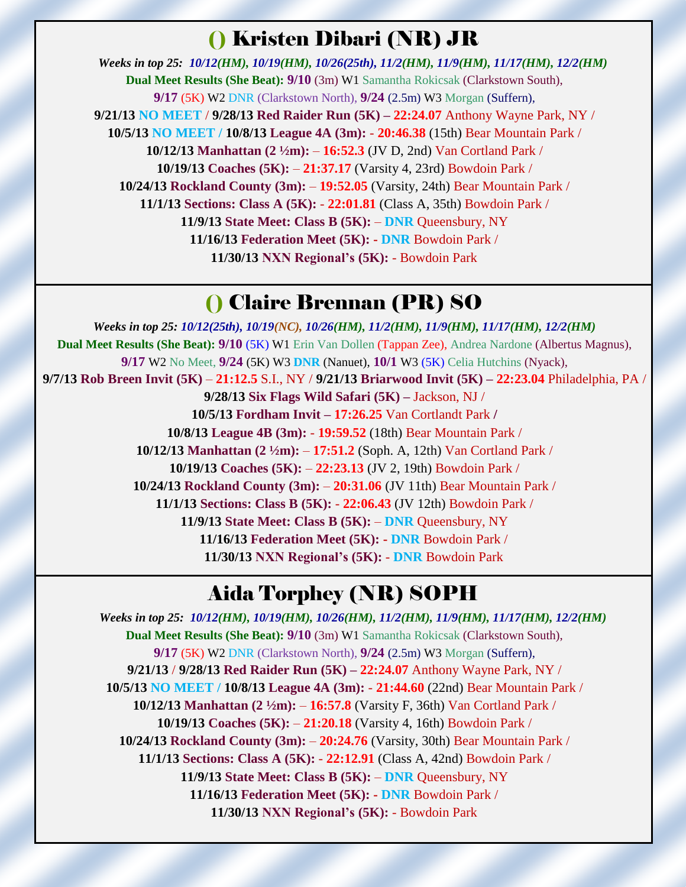## () Kristen Dibari (NR) JR

***Weeks in top 25:** 10/12(HM), 10/19(HM), 10/26(25th), 11/2(HM), 11/9(HM), 11/17(HM), 12/2(HM)*

**Dual Meet Results (She Beat): 9/10** (3m) W1 Samantha Rokicsak (Clarkstown South),
**9/17** (5K) W2 DNR (Clarkstown North), **9/24** (2.5m) W3 Morgan (Suffern),
**9/21/13 NO MEET** / **9/28/13 Red Raider Run (5K) – 22:24.07** Anthony Wayne Park, NY /
**10/5/13 NO MEET / 10/8/13 League 4A (3m): - 20:46.38** (15th) Bear Mountain Park /
**10/12/13 Manhattan (2 ½m): – 16:52.3** (JV D, 2nd) Van Cortland Park /
**10/19/13 Coaches (5K): – 21:37.17** (Varsity 4, 23rd) Bowdoin Park /
**10/24/13 Rockland County (3m): – 19:52.05** (Varsity, 24th) Bear Mountain Park /
**11/1/13 Sections: Class A (5K): - 22:01.81** (Class A, 35th) Bowdoin Park /
**11/9/13 State Meet: Class B (5K): – DNR** Queensbury, NY
**11/16/13 Federation Meet (5K): - DNR** Bowdoin Park /
**11/30/13 NXN Regional's (5K):** - Bowdoin Park

## () Claire Brennan (PR) SO

***Weeks in top 25:** 10/12(25th), 10/19(NC), 10/26(HM), 11/2(HM), 11/9(HM), 11/17(HM), 12/2(HM)*

**Dual Meet Results (She Beat): 9/10** (5K) W1 Erin Van Dollen (Tappan Zee), Andrea Nardone (Albertus Magnus),
**9/17** W2 No Meet, **9/24** (5K) W3 **DNR** (Nanuet), **10/1** W3 (5K) Celia Hutchins (Nyack),
**9/7/13 Rob Breen Invit (5K) – 21:12.5** S.I., NY / **9/21/13 Briarwood Invit (5K) – 22:23.04** Philadelphia, PA /
**9/28/13 Six Flags Wild Safari (5K) –** Jackson, NJ /
**10/5/13 Fordham Invit – 17:26.25** Van Cortlandt Park **/**
**10/8/13 League 4B (3m): - 19:59.52** (18th) Bear Mountain Park /
**10/12/13 Manhattan (2 ½m): – 17:51.2** (Soph. A, 12th) Van Cortland Park /
**10/19/13 Coaches (5K): – 22:23.13** (JV 2, 19th) Bowdoin Park /
**10/24/13 Rockland County (3m): – 20:31.06** (JV 11th) Bear Mountain Park /
**11/1/13 Sections: Class B (5K): - 22:06.43** (JV 12th) Bowdoin Park /
**11/9/13 State Meet: Class B (5K): – DNR** Queensbury, NY
**11/16/13 Federation Meet (5K): - DNR** Bowdoin Park /
**11/30/13 NXN Regional's (5K): - DNR** Bowdoin Park

## Aida Torphey (NR) SOPH

***Weeks in top 25:** 10/12(HM), 10/19(HM), 10/26(HM), 11/2(HM), 11/9(HM), 11/17(HM), 12/2(HM)*

**Dual Meet Results (She Beat): 9/10** (3m) W1 Samantha Rokicsak (Clarkstown South),
**9/17** (5K) W2 DNR (Clarkstown North), **9/24** (2.5m) W3 Morgan (Suffern),
**9/21/13** / **9/28/13 Red Raider Run (5K) – 22:24.07** Anthony Wayne Park, NY /
**10/5/13 NO MEET / 10/8/13 League 4A (3m): - 21:44.60** (22nd) Bear Mountain Park /
**10/12/13 Manhattan (2 ½m): – 16:57.8** (Varsity F, 36th) Van Cortland Park /
**10/19/13 Coaches (5K): – 21:20.18** (Varsity 4, 16th) Bowdoin Park /
**10/24/13 Rockland County (3m): – 20:24.76** (Varsity, 30th) Bear Mountain Park /
**11/1/13 Sections: Class A (5K): - 22:12.91** (Class A, 42nd) Bowdoin Park /
**11/9/13 State Meet: Class B (5K): – DNR** Queensbury, NY
**11/16/13 Federation Meet (5K): - DNR** Bowdoin Park /
**11/30/13 NXN Regional's (5K):** - Bowdoin Park